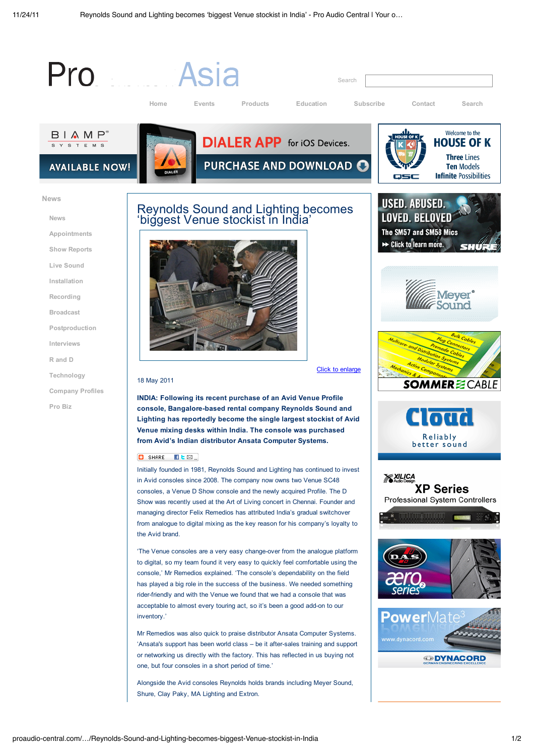# Reynolds Sound and Lighting becomes 'biggest Venue stockist in India'

Click to enlarge

18 May 2011

**INDIA: Following its recent purchase of an Avid Venue Profile console, Bangalore-based rental company Reynolds Sound and Lighting has reportedly become the single largest stockist of Avid Venue mixing desks within India. The console was purchased from Avid's Indian distributor Ansata Computer Systems.**

Initially founded in 1981, Reynolds Sound and Lighting has continued to invest in Avid consoles since 2008. The company now owns two Venue SC48 consoles, a Venue D Show console and the newly acquired Profile. The D Show was recently used at the Art of Living concert in Chennai. Founder and managing director Felix Remedios has attributed India's gradual switchover from analogue to digital mixing as the key reason for his company's loyalty to the Avid brand.

'The Venue consoles are a very easy change-over from the analogue platform to digital, so my team found it very easy to quickly feel comfortable using the console,' Mr Remedios explained. 'The console's dependability on the field has played a big role in the success of the business. We needed something rider-friendly and with the Venue we found that we had a console that was acceptable to almost every touring act, so it's been a good add-on to our inventory.'

Mr Remedios was also quick to praise distributor Ansata Computer Systems. 'Ansata's support has been world class – be it after-sales training and support or networking us directly with the factory. This has reflected in us buying not one, but four consoles in a short period of time.'

Alongside the Avid consoles Reynolds holds brands including Meyer Sound, Shure, Clay Paky, MA Lighting and Extron.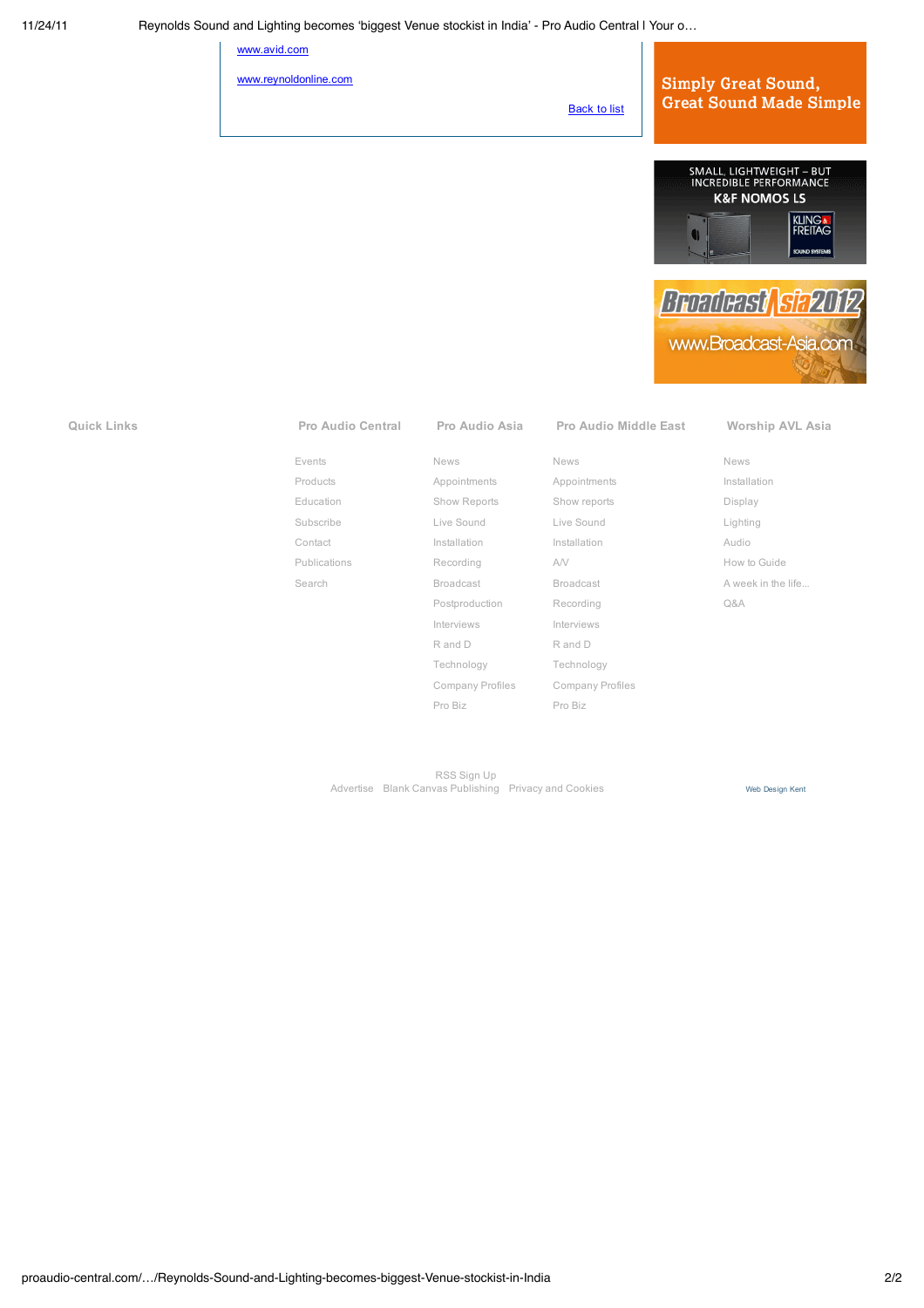www.avid.com

www.reynoldonline.com

Back to list

Simply Great Sound, Great Sound Made Simple

SMALL, LIGHTWEIGHT – BUT INCREDIBLE PERFORMANCE
K&F NOMOS LS

BroadcastAsia2012
www.Broadcast-Asia.com

**Quick Links**

**Pro Audio Central**

- Events
- Products
- Education
- Subscribe
- Contact
- Publications
- Search

**Pro Audio Asia**

- News
- Appointments
- Show Reports
- Live Sound
- Installation
- Recording
- Broadcast
- Postproduction
- Interviews
- R and D
- Technology
- Company Profiles
- Pro Biz

**Pro Audio Middle East**

- News
- Appointments
- Show reports
- Live Sound
- Installation
- A/V
- Broadcast
- Recording
- Interviews
- R and D
- Technology
- Company Profiles
- Pro Biz

**Worship AVL Asia**

- News
- Installation
- Display
- Lighting
- Audio
- How to Guide
- A week in the life...
- Q&A

RSS Sign Up

Advertise   Blank Canvas Publishing   Privacy and Cookies

Web Design Kent